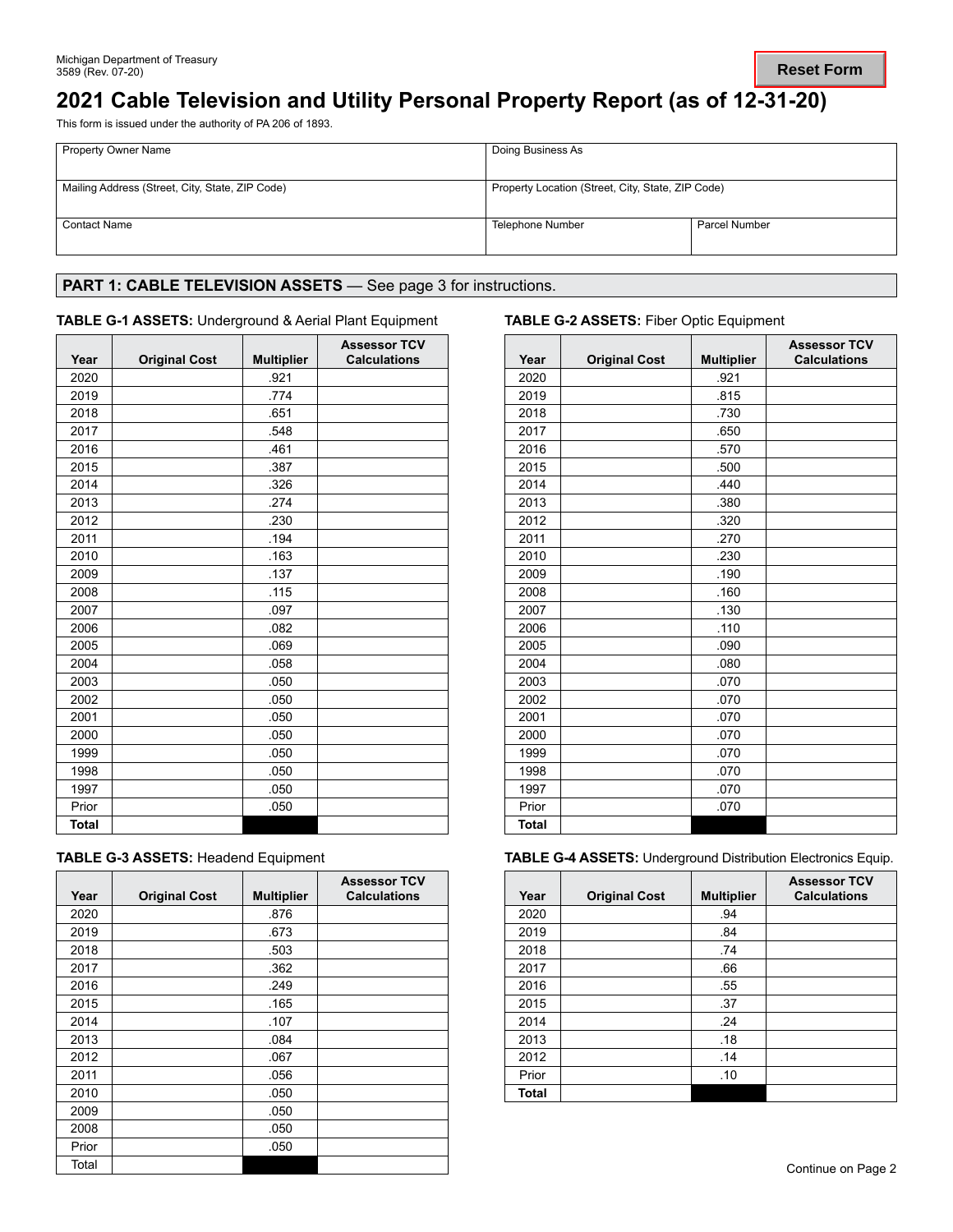Michigan Department of Treasury
3589 (Rev. 07-20)

# 2021 Cable Television and Utility Personal Property Report (as of 12-31-20)

This form is issued under the authority of PA 206 of 1893.

| Property Owner Name | Doing Business As | |
|---|---|---|
| Mailing Address (Street, City, State, ZIP Code) | Property Location (Street, City, State, ZIP Code) | |
| Contact Name | Telephone Number | Parcel Number |

## PART 1: CABLE TELEVISION ASSETS — See page 3 for instructions.

### TABLE G-1 ASSETS: Underground & Aerial Plant Equipment

| Year | Original Cost | Multiplier | Assessor TCV Calculations |
|---|---|---|---|
| 2020 | | .921 | |
| 2019 | | .774 | |
| 2018 | | .651 | |
| 2017 | | .548 | |
| 2016 | | .461 | |
| 2015 | | .387 | |
| 2014 | | .326 | |
| 2013 | | .274 | |
| 2012 | | .230 | |
| 2011 | | .194 | |
| 2010 | | .163 | |
| 2009 | | .137 | |
| 2008 | | .115 | |
| 2007 | | .097 | |
| 2006 | | .082 | |
| 2005 | | .069 | |
| 2004 | | .058 | |
| 2003 | | .050 | |
| 2002 | | .050 | |
| 2001 | | .050 | |
| 2000 | | .050 | |
| 1999 | | .050 | |
| 1998 | | .050 | |
| 1997 | | .050 | |
| Prior | | .050 | |
| **Total** | | | |

### TABLE G-2 ASSETS: Fiber Optic Equipment

| Year | Original Cost | Multiplier | Assessor TCV Calculations |
|---|---|---|---|
| 2020 | | .921 | |
| 2019 | | .815 | |
| 2018 | | .730 | |
| 2017 | | .650 | |
| 2016 | | .570 | |
| 2015 | | .500 | |
| 2014 | | .440 | |
| 2013 | | .380 | |
| 2012 | | .320 | |
| 2011 | | .270 | |
| 2010 | | .230 | |
| 2009 | | .190 | |
| 2008 | | .160 | |
| 2007 | | .130 | |
| 2006 | | .110 | |
| 2005 | | .090 | |
| 2004 | | .080 | |
| 2003 | | .070 | |
| 2002 | | .070 | |
| 2001 | | .070 | |
| 2000 | | .070 | |
| 1999 | | .070 | |
| 1998 | | .070 | |
| 1997 | | .070 | |
| Prior | | .070 | |
| **Total** | | | |

### TABLE G-3 ASSETS: Headend Equipment

| Year | Original Cost | Multiplier | Assessor TCV Calculations |
|---|---|---|---|
| 2020 | | .876 | |
| 2019 | | .673 | |
| 2018 | | .503 | |
| 2017 | | .362 | |
| 2016 | | .249 | |
| 2015 | | .165 | |
| 2014 | | .107 | |
| 2013 | | .084 | |
| 2012 | | .067 | |
| 2011 | | .056 | |
| 2010 | | .050 | |
| 2009 | | .050 | |
| 2008 | | .050 | |
| Prior | | .050 | |
| Total | | | |

### TABLE G-4 ASSETS: Underground Distribution Electronics Equip.

| Year | Original Cost | Multiplier | Assessor TCV Calculations |
|---|---|---|---|
| 2020 | | .94 | |
| 2019 | | .84 | |
| 2018 | | .74 | |
| 2017 | | .66 | |
| 2016 | | .55 | |
| 2015 | | .37 | |
| 2014 | | .24 | |
| 2013 | | .18 | |
| 2012 | | .14 | |
| Prior | | .10 | |
| **Total** | | | |

Continue on Page 2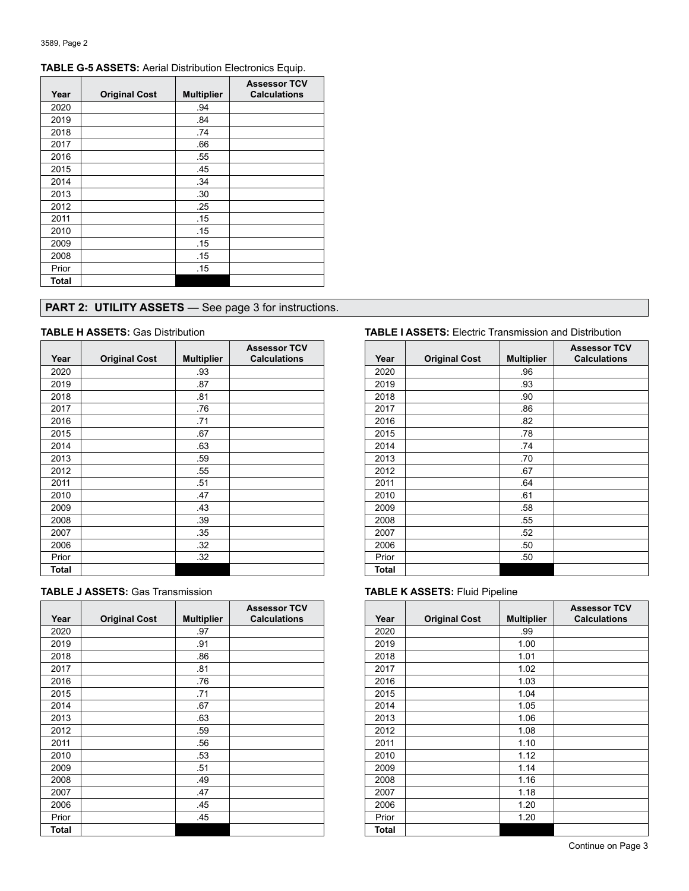**TABLE G-5 ASSETS:** Aerial Distribution Electronics Equip.

| Year | Original Cost | Multiplier | Assessor TCV Calculations |
|---|---|---|---|
| 2020 | | .94 | |
| 2019 | | .84 | |
| 2018 | | .74 | |
| 2017 | | .66 | |
| 2016 | | .55 | |
| 2015 | | .45 | |
| 2014 | | .34 | |
| 2013 | | .30 | |
| 2012 | | .25 | |
| 2011 | | .15 | |
| 2010 | | .15 | |
| 2009 | | .15 | |
| 2008 | | .15 | |
| Prior | | .15 | |
| **Total** | | | |

## PART 2: UTILITY ASSETS — See page 3 for instructions.

**TABLE H ASSETS:** Gas Distribution

| Year | Original Cost | Multiplier | Assessor TCV Calculations |
|---|---|---|---|
| 2020 | | .93 | |
| 2019 | | .87 | |
| 2018 | | .81 | |
| 2017 | | .76 | |
| 2016 | | .71 | |
| 2015 | | .67 | |
| 2014 | | .63 | |
| 2013 | | .59 | |
| 2012 | | .55 | |
| 2011 | | .51 | |
| 2010 | | .47 | |
| 2009 | | .43 | |
| 2008 | | .39 | |
| 2007 | | .35 | |
| 2006 | | .32 | |
| Prior | | .32 | |
| **Total** | | | |

**TABLE I ASSETS:** Electric Transmission and Distribution

| Year | Original Cost | Multiplier | Assessor TCV Calculations |
|---|---|---|---|
| 2020 | | .96 | |
| 2019 | | .93 | |
| 2018 | | .90 | |
| 2017 | | .86 | |
| 2016 | | .82 | |
| 2015 | | .78 | |
| 2014 | | .74 | |
| 2013 | | .70 | |
| 2012 | | .67 | |
| 2011 | | .64 | |
| 2010 | | .61 | |
| 2009 | | .58 | |
| 2008 | | .55 | |
| 2007 | | .52 | |
| 2006 | | .50 | |
| Prior | | .50 | |
| **Total** | | | |

**TABLE J ASSETS:** Gas Transmission

| Year | Original Cost | Multiplier | Assessor TCV Calculations |
|---|---|---|---|
| 2020 | | .97 | |
| 2019 | | .91 | |
| 2018 | | .86 | |
| 2017 | | .81 | |
| 2016 | | .76 | |
| 2015 | | .71 | |
| 2014 | | .67 | |
| 2013 | | .63 | |
| 2012 | | .59 | |
| 2011 | | .56 | |
| 2010 | | .53 | |
| 2009 | | .51 | |
| 2008 | | .49 | |
| 2007 | | .47 | |
| 2006 | | .45 | |
| Prior | | .45 | |
| **Total** | | | |

**TABLE K ASSETS:** Fluid Pipeline

| Year | Original Cost | Multiplier | Assessor TCV Calculations |
|---|---|---|---|
| 2020 | | .99 | |
| 2019 | | 1.00 | |
| 2018 | | 1.01 | |
| 2017 | | 1.02 | |
| 2016 | | 1.03 | |
| 2015 | | 1.04 | |
| 2014 | | 1.05 | |
| 2013 | | 1.06 | |
| 2012 | | 1.08 | |
| 2011 | | 1.10 | |
| 2010 | | 1.12 | |
| 2009 | | 1.14 | |
| 2008 | | 1.16 | |
| 2007 | | 1.18 | |
| 2006 | | 1.20 | |
| Prior | | 1.20 | |
| **Total** | | | |

Continue on Page 3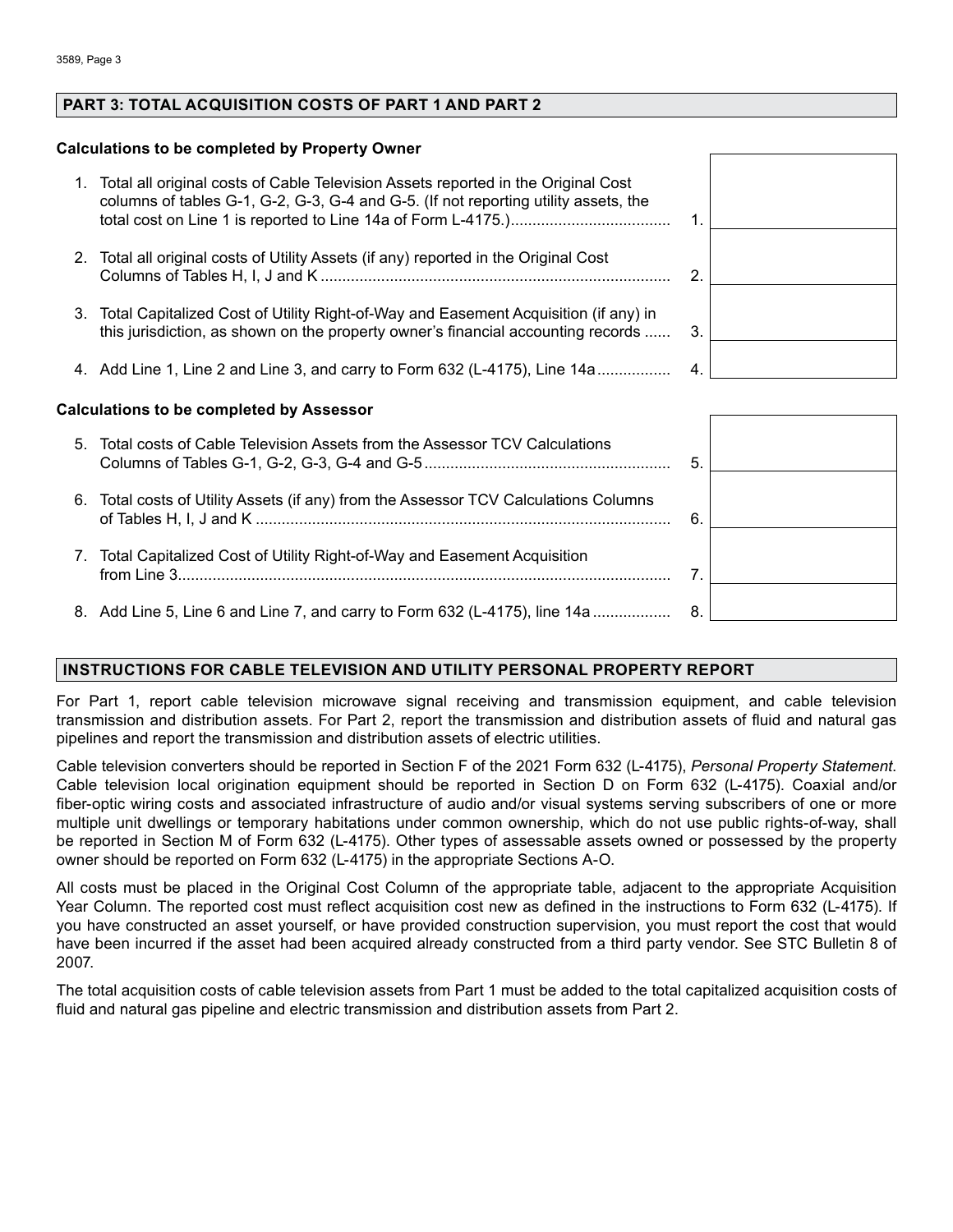## PART 3: TOTAL ACQUISITION COSTS OF PART 1 AND PART 2

**Calculations to be completed by Property Owner**

| | | |
|---|---|---|
| 1. Total all original costs of Cable Television Assets reported in the Original Cost columns of tables G-1, G-2, G-3, G-4 and G-5. (If not reporting utility assets, the total cost on Line 1 is reported to Line 14a of Form L-4175.) | 1. | |
| 2. Total all original costs of Utility Assets (if any) reported in the Original Cost Columns of Tables H, I, J and K | 2. | |
| 3. Total Capitalized Cost of Utility Right-of-Way and Easement Acquisition (if any) in this jurisdiction, as shown on the property owner's financial accounting records | 3. | |
| 4. Add Line 1, Line 2 and Line 3, and carry to Form 632 (L-4175), Line 14a | 4. | |

**Calculations to be completed by Assessor**

| | | |
|---|---|---|
| 5. Total costs of Cable Television Assets from the Assessor TCV Calculations Columns of Tables G-1, G-2, G-3, G-4 and G-5 | 5. | |
| 6. Total costs of Utility Assets (if any) from the Assessor TCV Calculations Columns of Tables H, I, J and K | 6. | |
| 7. Total Capitalized Cost of Utility Right-of-Way and Easement Acquisition from Line 3 | 7. | |
| 8. Add Line 5, Line 6 and Line 7, and carry to Form 632 (L-4175), line 14a | 8. | |

## INSTRUCTIONS FOR CABLE TELEVISION AND UTILITY PERSONAL PROPERTY REPORT

For Part 1, report cable television microwave signal receiving and transmission equipment, and cable television transmission and distribution assets. For Part 2, report the transmission and distribution assets of fluid and natural gas pipelines and report the transmission and distribution assets of electric utilities.

Cable television converters should be reported in Section F of the 2021 Form 632 (L-4175), *Personal Property Statement*. Cable television local origination equipment should be reported in Section D on Form 632 (L-4175). Coaxial and/or fiber-optic wiring costs and associated infrastructure of audio and/or visual systems serving subscribers of one or more multiple unit dwellings or temporary habitations under common ownership, which do not use public rights-of-way, shall be reported in Section M of Form 632 (L-4175). Other types of assessable assets owned or possessed by the property owner should be reported on Form 632 (L-4175) in the appropriate Sections A-O.

All costs must be placed in the Original Cost Column of the appropriate table, adjacent to the appropriate Acquisition Year Column. The reported cost must reflect acquisition cost new as defined in the instructions to Form 632 (L-4175). If you have constructed an asset yourself, or have provided construction supervision, you must report the cost that would have been incurred if the asset had been acquired already constructed from a third party vendor. See STC Bulletin 8 of 2007.

The total acquisition costs of cable television assets from Part 1 must be added to the total capitalized acquisition costs of fluid and natural gas pipeline and electric transmission and distribution assets from Part 2.